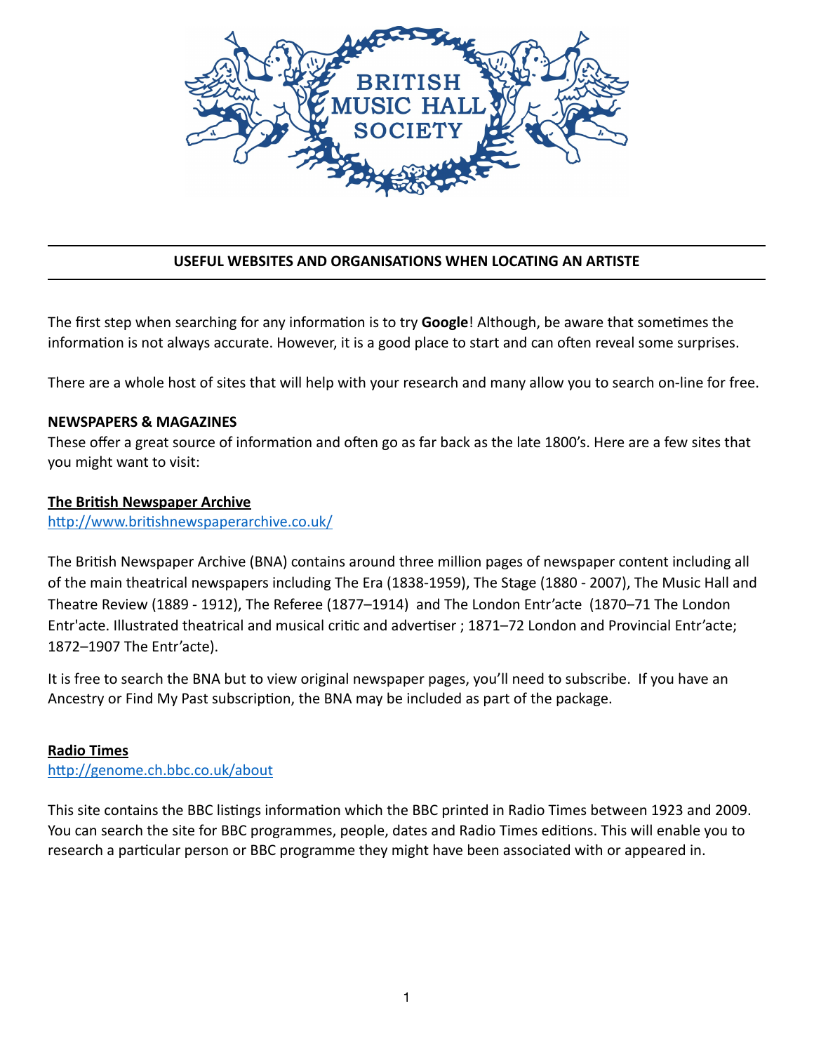BRITISH MUSIC HALL SOCIETY

## USEFUL WEBSITES AND ORGANISATIONS WHEN LOCATING AN ARTISTE

The first step when searching for any information is to try **Google**! Although, be aware that sometimes the information is not always accurate. However, it is a good place to start and can often reveal some surprises.

There are a whole host of sites that will help with your research and many allow you to search on-line for free.

### NEWSPAPERS & MAGAZINES

These offer a great source of information and often go as far back as the late 1800's. Here are a few sites that you might want to visit:

**The British Newspaper Archive**
http://www.britishnewspaperarchive.co.uk/

The British Newspaper Archive (BNA) contains around three million pages of newspaper content including all of the main theatrical newspapers including The Era (1838-1959), The Stage (1880 - 2007), The Music Hall and Theatre Review (1889 - 1912), The Referee (1877–1914) and The London Entr'acte (1870–71 The London Entr'acte. Illustrated theatrical and musical critic and advertiser ; 1871–72 London and Provincial Entr'acte; 1872–1907 The Entr'acte).

It is free to search the BNA but to view original newspaper pages, you'll need to subscribe. If you have an Ancestry or Find My Past subscription, the BNA may be included as part of the package.

**Radio Times**
http://genome.ch.bbc.co.uk/about

This site contains the BBC listings information which the BBC printed in Radio Times between 1923 and 2009. You can search the site for BBC programmes, people, dates and Radio Times editions. This will enable you to research a particular person or BBC programme they might have been associated with or appeared in.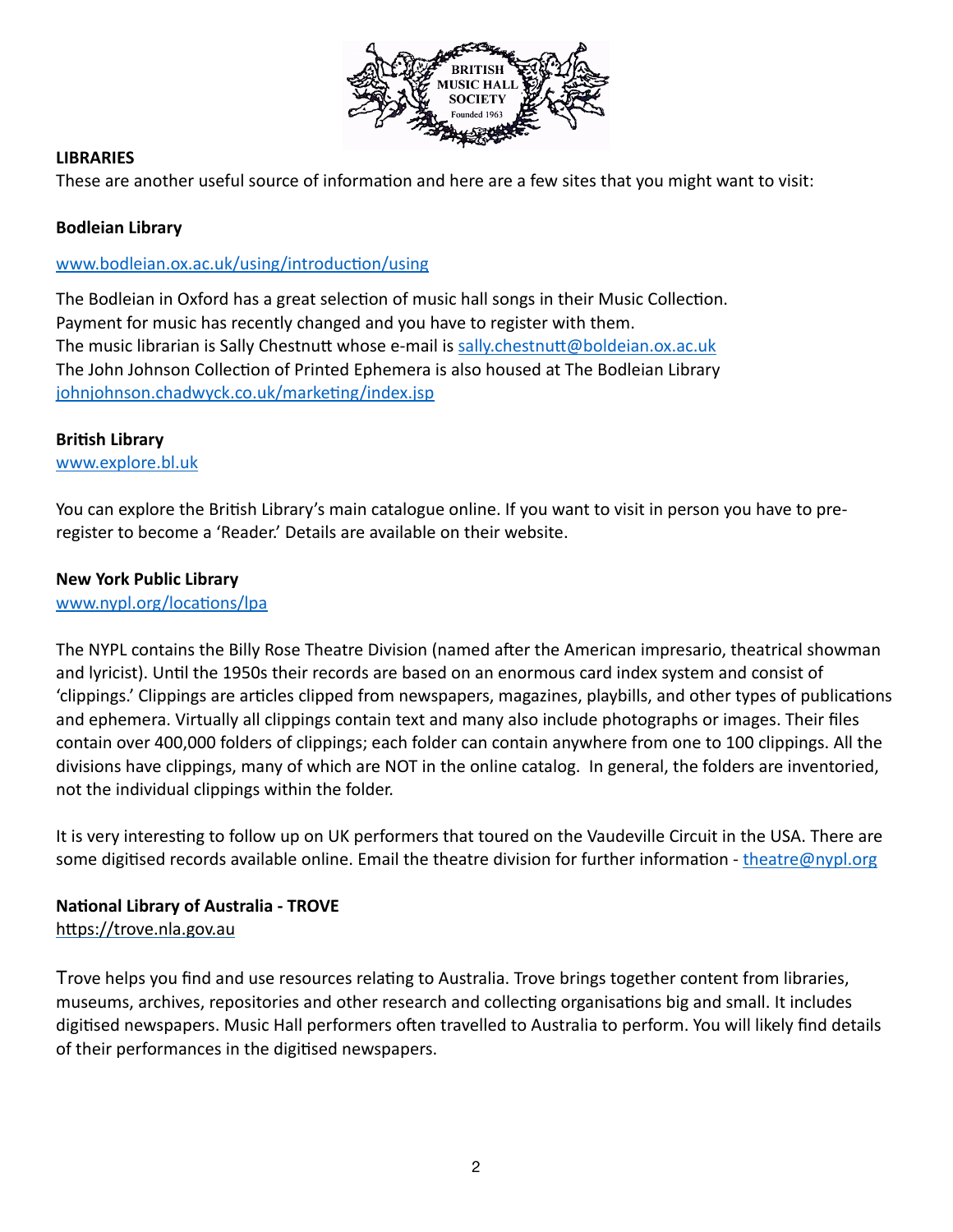## LIBRARIES

These are another useful source of information and here are a few sites that you might want to visit:

### Bodleian Library

[www.bodleian.ox.ac.uk/using/introduction/using](www.bodleian.ox.ac.uk/using/introduction/using)

The Bodleian in Oxford has a great selection of music hall songs in their Music Collection.
Payment for music has recently changed and you have to register with them.
The music librarian is Sally Chestnutt whose e-mail is [sally.chestnutt@boldeian.ox.ac.uk](mailto:sally.chestnutt@boldeian.ox.ac.uk)
The John Johnson Collection of Printed Ephemera is also housed at The Bodleian Library
[johnjohnson.chadwyck.co.uk/marketing/index.jsp](johnjohnson.chadwyck.co.uk/marketing/index.jsp)

### British Library

[www.explore.bl.uk](www.explore.bl.uk)

You can explore the British Library's main catalogue online. If you want to visit in person you have to pre-register to become a 'Reader.' Details are available on their website.

### New York Public Library

[www.nypl.org/locations/lpa](www.nypl.org/locations/lpa)

The NYPL contains the Billy Rose Theatre Division (named after the American impresario, theatrical showman and lyricist). Until the 1950s their records are based on an enormous card index system and consist of 'clippings.' Clippings are articles clipped from newspapers, magazines, playbills, and other types of publications and ephemera. Virtually all clippings contain text and many also include photographs or images. Their files contain over 400,000 folders of clippings; each folder can contain anywhere from one to 100 clippings. All the divisions have clippings, many of which are NOT in the online catalog. In general, the folders are inventoried, not the individual clippings within the folder.

It is very interesting to follow up on UK performers that toured on the Vaudeville Circuit in the USA. There are some digitised records available online. Email the theatre division for further information - [theatre@nypl.org](mailto:theatre@nypl.org)

### National Library of Australia - TROVE

https://trove.nla.gov.au

Trove helps you find and use resources relating to Australia. Trove brings together content from libraries, museums, archives, repositories and other research and collecting organisations big and small. It includes digitised newspapers. Music Hall performers often travelled to Australia to perform. You will likely find details of their performances in the digitised newspapers.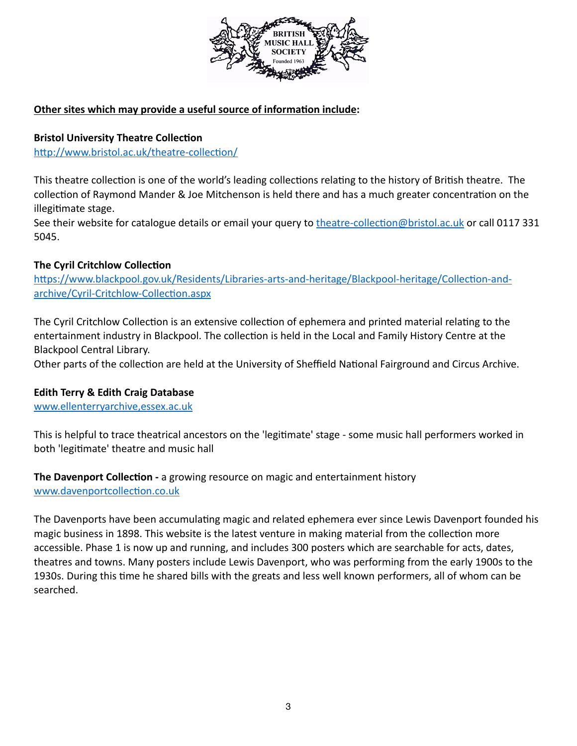**Other sites which may provide a useful source of information include:**

**Bristol University Theatre Collection**
http://www.bristol.ac.uk/theatre-collection/

This theatre collection is one of the world's leading collections relating to the history of British theatre. The collection of Raymond Mander & Joe Mitchenson is held there and has a much greater concentration on the illegitimate stage.
See their website for catalogue details or email your query to theatre-collection@bristol.ac.uk or call 0117 331 5045.

**The Cyril Critchlow Collection**
https://www.blackpool.gov.uk/Residents/Libraries-arts-and-heritage/Blackpool-heritage/Collection-and-archive/Cyril-Critchlow-Collection.aspx

The Cyril Critchlow Collection is an extensive collection of ephemera and printed material relating to the entertainment industry in Blackpool. The collection is held in the Local and Family History Centre at the Blackpool Central Library.
Other parts of the collection are held at the University of Sheffield National Fairground and Circus Archive.

**Edith Terry & Edith Craig Database**
www.ellenterryarchive,essex.ac.uk

This is helpful to trace theatrical ancestors on the 'legitimate' stage - some music hall performers worked in both 'legitimate' theatre and music hall

**The Davenport Collection -** a growing resource on magic and entertainment history
www.davenportcollection.co.uk

The Davenports have been accumulating magic and related ephemera ever since Lewis Davenport founded his magic business in 1898. This website is the latest venture in making material from the collection more accessible. Phase 1 is now up and running, and includes 300 posters which are searchable for acts, dates, theatres and towns. Many posters include Lewis Davenport, who was performing from the early 1900s to the 1930s. During this time he shared bills with the greats and less well known performers, all of whom can be searched.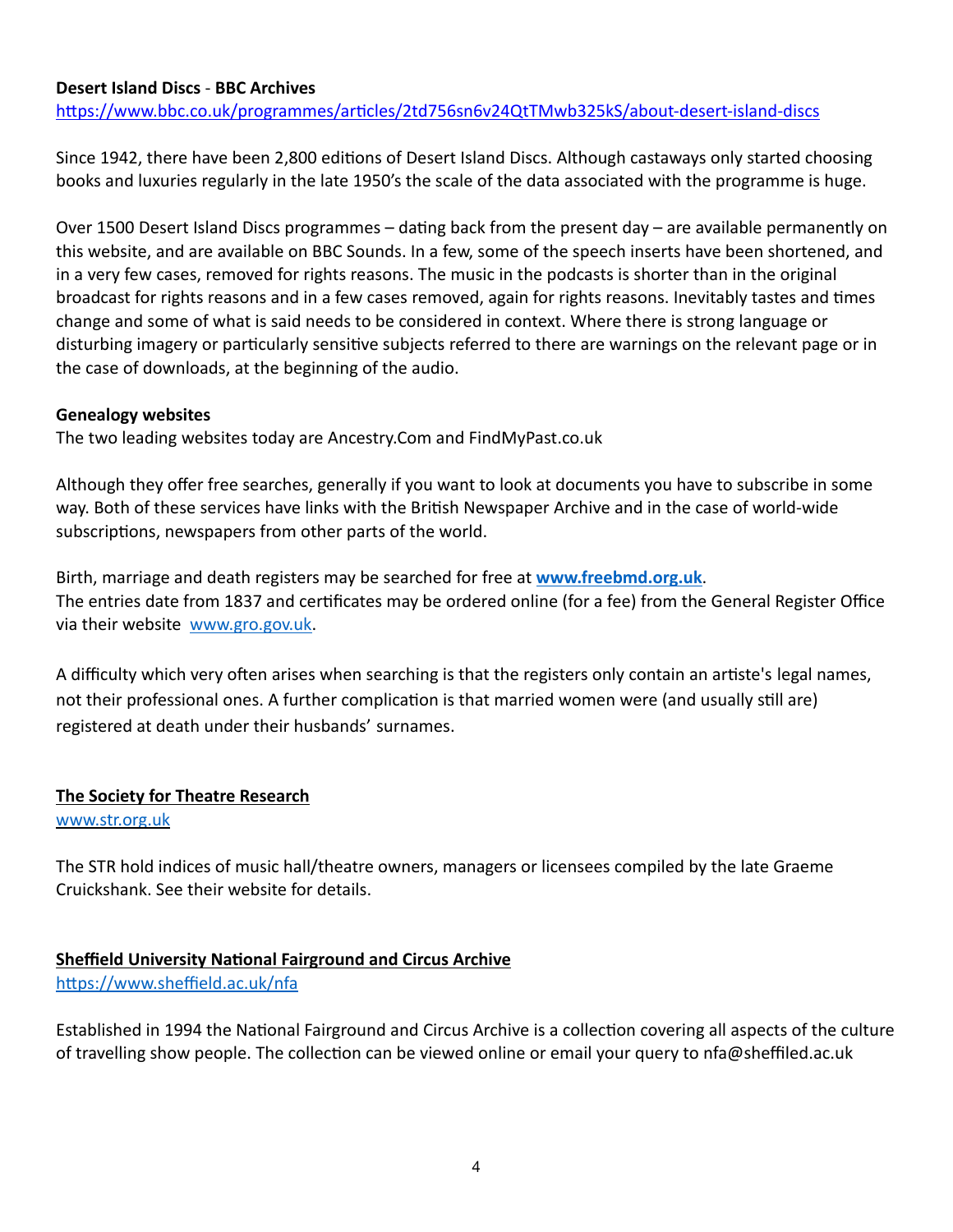**Desert Island Discs - BBC Archives**
https://www.bbc.co.uk/programmes/articles/2td756sn6v24QtTMwb325kS/about-desert-island-discs

Since 1942, there have been 2,800 editions of Desert Island Discs. Although castaways only started choosing books and luxuries regularly in the late 1950's the scale of the data associated with the programme is huge.

Over 1500 Desert Island Discs programmes – dating back from the present day – are available permanently on this website, and are available on BBC Sounds. In a few, some of the speech inserts have been shortened, and in a very few cases, removed for rights reasons. The music in the podcasts is shorter than in the original broadcast for rights reasons and in a few cases removed, again for rights reasons. Inevitably tastes and times change and some of what is said needs to be considered in context. Where there is strong language or disturbing imagery or particularly sensitive subjects referred to there are warnings on the relevant page or in the case of downloads, at the beginning of the audio.

**Genealogy websites**
The two leading websites today are Ancestry.Com and FindMyPast.co.uk

Although they offer free searches, generally if you want to look at documents you have to subscribe in some way. Both of these services have links with the British Newspaper Archive and in the case of world-wide subscriptions, newspapers from other parts of the world.

Birth, marriage and death registers may be searched for free at **www.freebmd.org.uk**.
The entries date from 1837 and certificates may be ordered online (for a fee) from the General Register Office via their website www.gro.gov.uk.

A difficulty which very often arises when searching is that the registers only contain an artiste's legal names, not their professional ones. A further complication is that married women were (and usually still are) registered at death under their husbands' surnames.

**The Society for Theatre Research**
www.str.org.uk

The STR hold indices of music hall/theatre owners, managers or licensees compiled by the late Graeme Cruickshank. See their website for details.

**Sheffield University National Fairground and Circus Archive**
https://www.sheffield.ac.uk/nfa

Established in 1994 the National Fairground and Circus Archive is a collection covering all aspects of the culture of travelling show people. The collection can be viewed online or email your query to nfa@sheffiled.ac.uk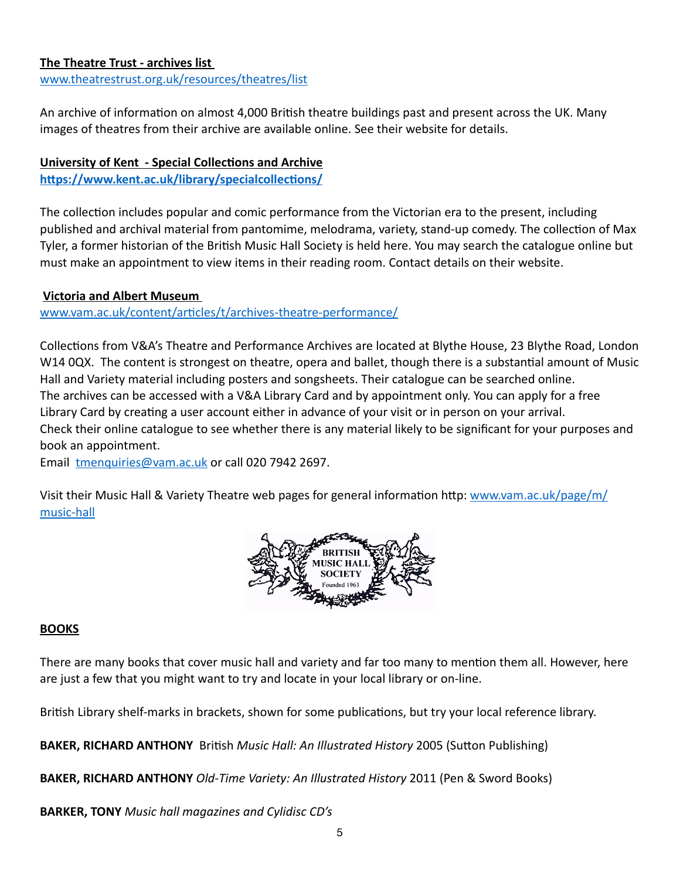**The Theatre Trust - archives list**

www.theatrestrust.org.uk/resources/theatres/list

An archive of information on almost 4,000 British theatre buildings past and present across the UK. Many images of theatres from their archive are available online. See their website for details.

**University of Kent - Special Collections and Archive**

**https://www.kent.ac.uk/library/specialcollections/**

The collection includes popular and comic performance from the Victorian era to the present, including published and archival material from pantomime, melodrama, variety, stand-up comedy. The collection of Max Tyler, a former historian of the British Music Hall Society is held here. You may search the catalogue online but must make an appointment to view items in their reading room. Contact details on their website.

**Victoria and Albert Museum**

www.vam.ac.uk/content/articles/t/archives-theatre-performance/

Collections from V&A's Theatre and Performance Archives are located at Blythe House, 23 Blythe Road, London W14 0QX. The content is strongest on theatre, opera and ballet, though there is a substantial amount of Music Hall and Variety material including posters and songsheets. Their catalogue can be searched online.
The archives can be accessed with a V&A Library Card and by appointment only. You can apply for a free Library Card by creating a user account either in advance of your visit or in person on your arrival.
Check their online catalogue to see whether there is any material likely to be significant for your purposes and book an appointment.
Email tmenquiries@vam.ac.uk or call 020 7942 2697.

Visit their Music Hall & Variety Theatre web pages for general information http: www.vam.ac.uk/page/m/music-hall

BRITISH MUSIC HALL SOCIETY
Founded 1963

## BOOKS

There are many books that cover music hall and variety and far too many to mention them all. However, here are just a few that you might want to try and locate in your local library or on-line.

British Library shelf-marks in brackets, shown for some publications, but try your local reference library.

**BAKER, RICHARD ANTHONY** British *Music Hall: An Illustrated History* 2005 (Sutton Publishing)

**BAKER, RICHARD ANTHONY** *Old-Time Variety: An Illustrated History* 2011 (Pen & Sword Books)

**BARKER, TONY** *Music hall magazines and Cylidisc CD's*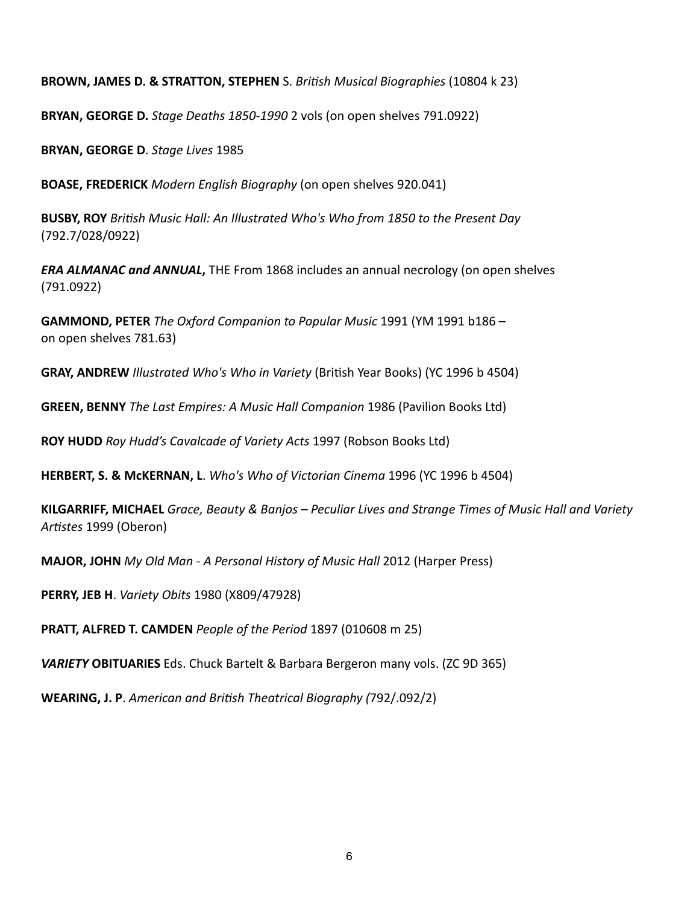**BROWN, JAMES D. & STRATTON, STEPHEN** S. *British Musical Biographies* (10804 k 23)

**BRYAN, GEORGE D.** *Stage Deaths 1850-1990* 2 vols (on open shelves 791.0922)

**BRYAN, GEORGE D**. *Stage Lives* 1985

**BOASE, FREDERICK** *Modern English Biography* (on open shelves 920.041)

**BUSBY, ROY** *British Music Hall: An Illustrated Who's Who from 1850 to the Present Day* (792.7/028/0922)

***ERA ALMANAC and ANNUAL*,** THE From 1868 includes an annual necrology (on open shelves (791.0922)

**GAMMOND, PETER** *The Oxford Companion to Popular Music* 1991 (YM 1991 b186 – on open shelves 781.63)

**GRAY, ANDREW** *Illustrated Who's Who in Variety* (British Year Books) (YC 1996 b 4504)

**GREEN, BENNY** *The Last Empires: A Music Hall Companion* 1986 (Pavilion Books Ltd)

**ROY HUDD** *Roy Hudd's Cavalcade of Variety Acts* 1997 (Robson Books Ltd)

**HERBERT, S. & McKERNAN, L**. *Who's Who of Victorian Cinema* 1996 (YC 1996 b 4504)

**KILGARRIFF, MICHAEL** *Grace, Beauty & Banjos – Peculiar Lives and Strange Times of Music Hall and Variety Artistes* 1999 (Oberon)

**MAJOR, JOHN** *My Old Man - A Personal History of Music Hall* 2012 (Harper Press)

**PERRY, JEB H**. *Variety Obits* 1980 (X809/47928)

**PRATT, ALFRED T. CAMDEN** *People of the Period* 1897 (010608 m 25)

***VARIETY* OBITUARIES** Eds. Chuck Bartelt & Barbara Bergeron many vols. (ZC 9D 365)

**WEARING, J. P**. *American and British Theatrical Biography (*792/.092/2)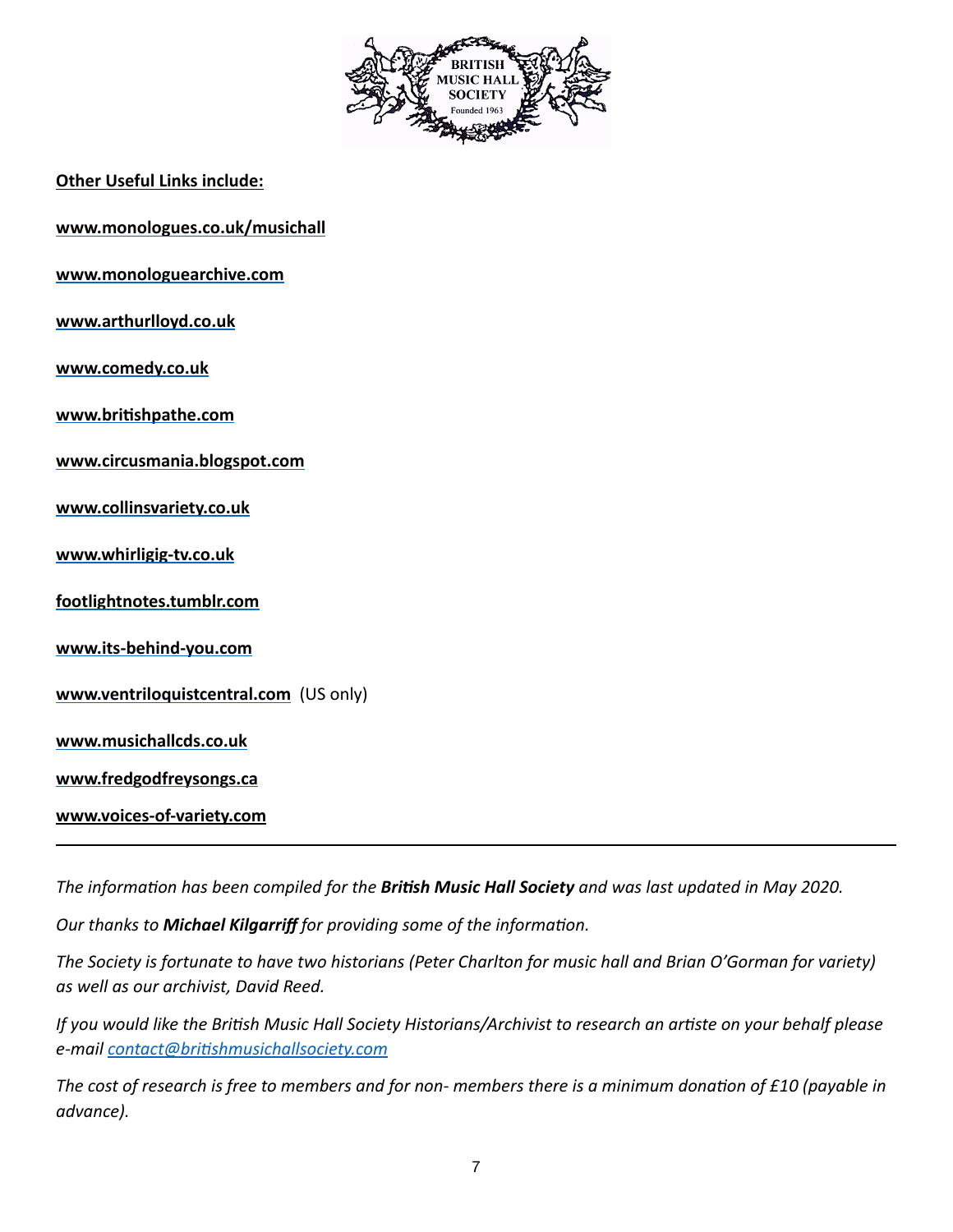**Other Useful Links include:**

**www.monologues.co.uk/musichall**

**www.monologuearchive.com**

**www.arthurlloyd.co.uk**

**www.comedy.co.uk**

**www.britishpathe.com**

**www.circusmania.blogspot.com**

**www.collinsvariety.co.uk**

**www.whirligig-tv.co.uk**

**footlightnotes.tumblr.com**

**www.its-behind-you.com**

**www.ventriloquistcentral.com** (US only)

**www.musichallcds.co.uk**

**www.fredgodfreysongs.ca**

**www.voices-of-variety.com**

---

*The information has been compiled for the **British Music Hall Society** and was last updated in May 2020.*

*Our thanks to **Michael Kilgarriff** for providing some of the information.*

*The Society is fortunate to have two historians (Peter Charlton for music hall and Brian O'Gorman for variety) as well as our archivist, David Reed.*

*If you would like the British Music Hall Society Historians/Archivist to research an artiste on your behalf please e-mail contact@britishmusichallsociety.com*

*The cost of research is free to members and for non- members there is a minimum donation of £10 (payable in advance).*